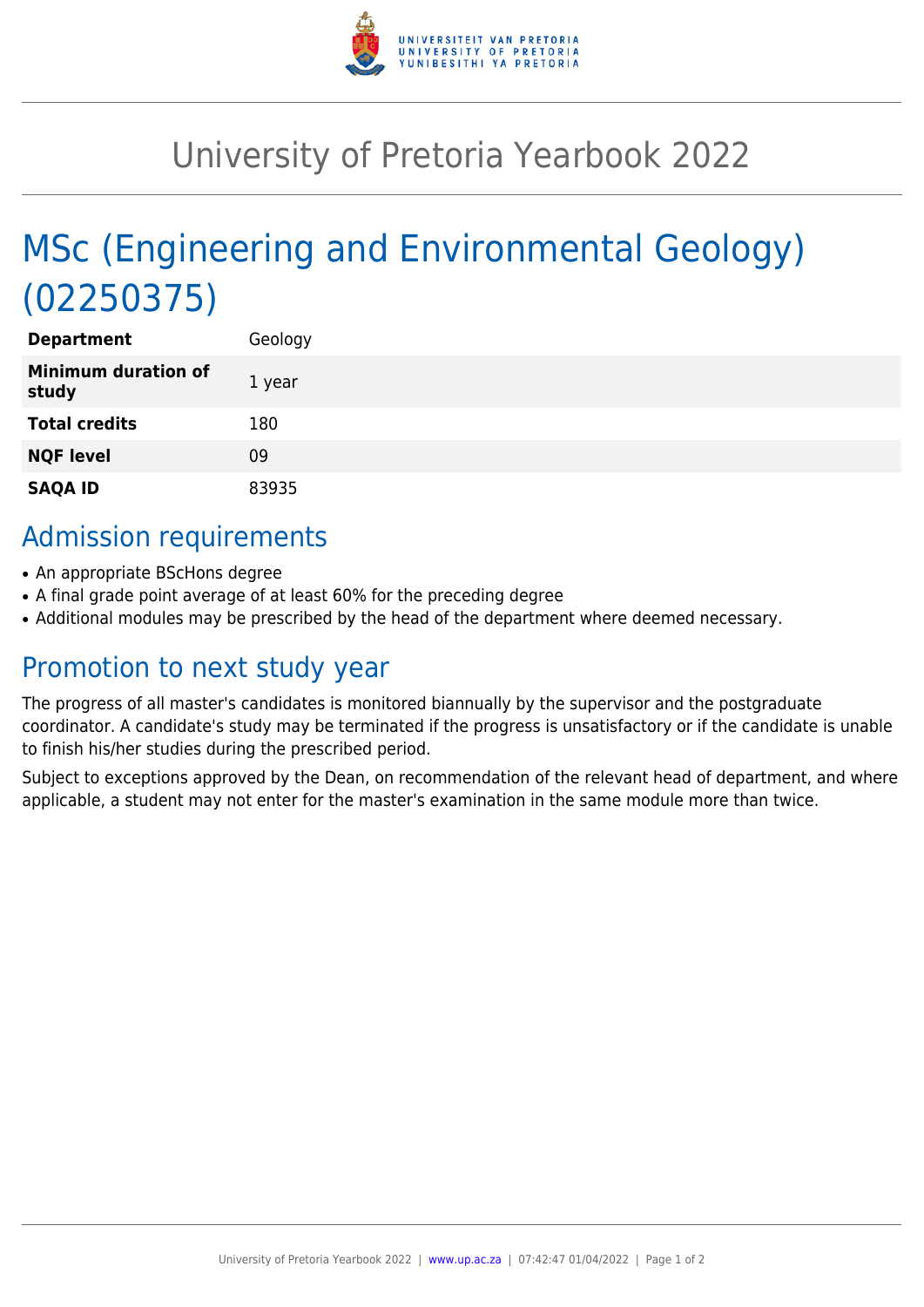# University of Pretoria Yearbook 2022

## MSc (Engineering and Environmental Geology) (02250375)

| | |
|---|---|
| **Department** | Geology |
| **Minimum duration of study** | 1 year |
| **Total credits** | 180 |
| **NQF level** | 09 |
| **SAQA ID** | 83935 |

## Admission requirements

- An appropriate BScHons degree
- A final grade point average of at least 60% for the preceding degree
- Additional modules may be prescribed by the head of the department where deemed necessary.

## Promotion to next study year

The progress of all master's candidates is monitored biannually by the supervisor and the postgraduate coordinator. A candidate's study may be terminated if the progress is unsatisfactory or if the candidate is unable to finish his/her studies during the prescribed period.

Subject to exceptions approved by the Dean, on recommendation of the relevant head of department, and where applicable, a student may not enter for the master's examination in the same module more than twice.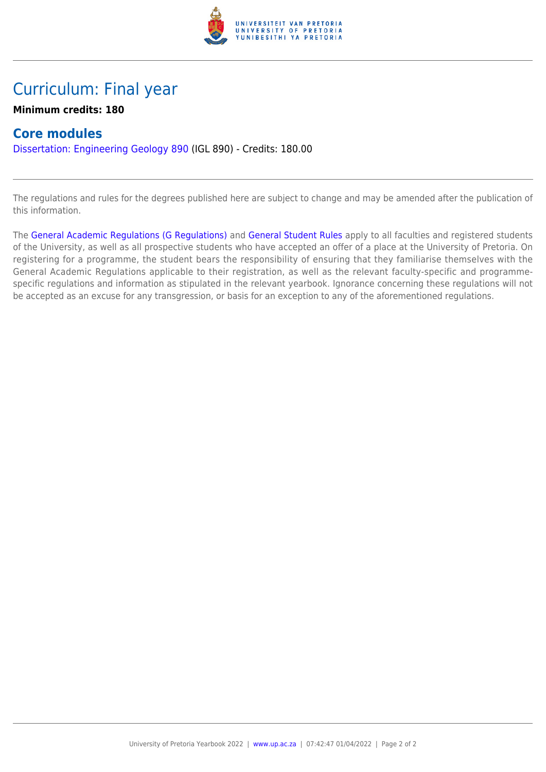# Curriculum: Final year

**Minimum credits: 180**

## Core modules

Dissertation: Engineering Geology 890 (IGL 890) - Credits: 180.00

The regulations and rules for the degrees published here are subject to change and may be amended after the publication of this information.

The General Academic Regulations (G Regulations) and General Student Rules apply to all faculties and registered students of the University, as well as all prospective students who have accepted an offer of a place at the University of Pretoria. On registering for a programme, the student bears the responsibility of ensuring that they familiarise themselves with the General Academic Regulations applicable to their registration, as well as the relevant faculty-specific and programme-specific regulations and information as stipulated in the relevant yearbook. Ignorance concerning these regulations will not be accepted as an excuse for any transgression, or basis for an exception to any of the aforementioned regulations.